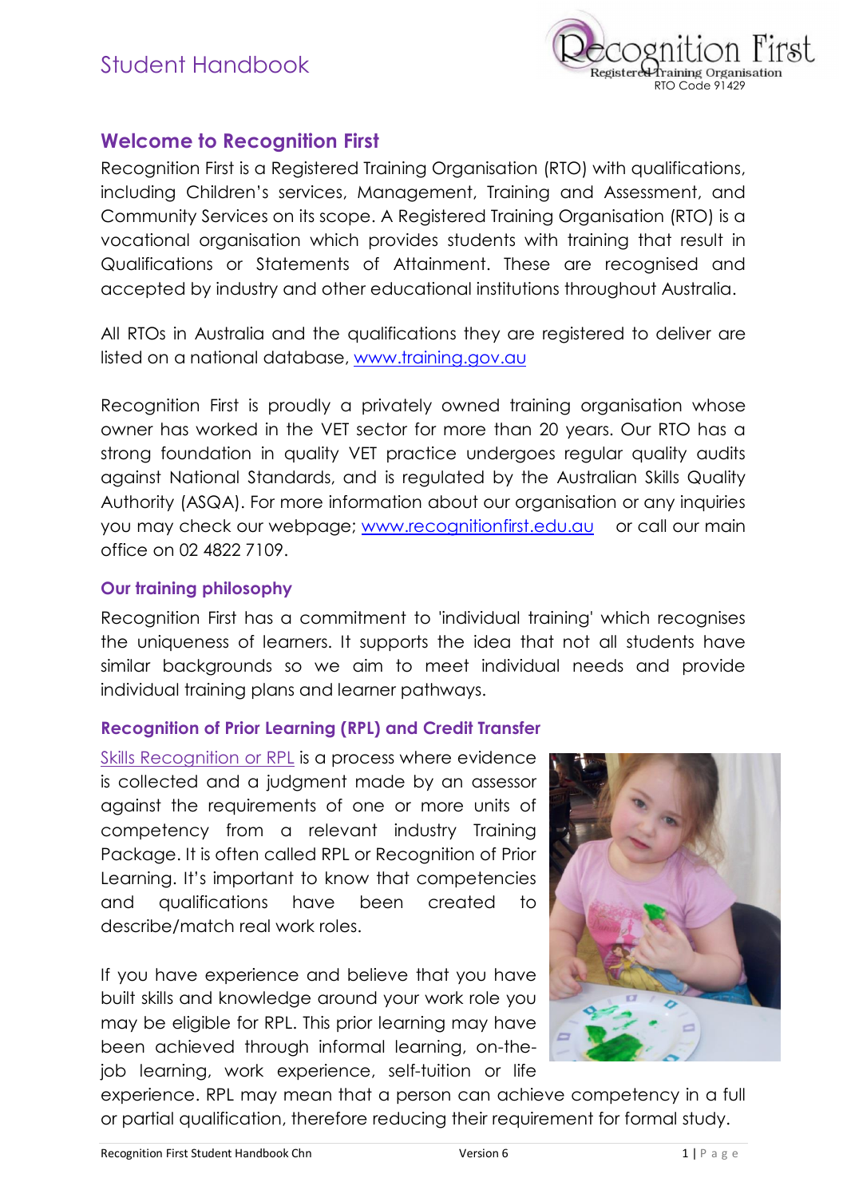# Welcome to Recognition First

Recognition First is a Registered Training Organisation (RTO) with qualifications, including Children's services, Management, Training and Assessment, and Community Services on its scope. A Registered Training Organisation (RTO) is a vocational organisation which provides students with training that result in Qualifications or Statements of Attainment. These are recognised and accepted by industry and other educational institutions throughout Australia.

All RTOs in Australia and the qualifications they are registered to deliver are listed on a national database, www.training.gov.au

Recognition First is proudly a privately owned training organisation whose owner has worked in the VET sector for more than 20 years. Our RTO has a strong foundation in quality VET practice undergoes regular quality audits against National Standards, and is regulated by the Australian Skills Quality Authority (ASQA). For more information about our organisation or any inquiries you may check our webpage; www.recognitionfirst.edu.au or call our main office on 02 4822 7109.

## Our training philosophy

Recognition First has a commitment to 'individual training' which recognises the uniqueness of learners. It supports the idea that not all students have similar backgrounds so we aim to meet individual needs and provide individual training plans and learner pathways.

## Recognition of Prior Learning (RPL) and Credit Transfer

Skills Recognition or RPL is a process where evidence is collected and a judgment made by an assessor against the requirements of one or more units of competency from a relevant industry Training Package. It is often called RPL or Recognition of Prior Learning. It's important to know that competencies and qualifications have been created to describe/match real work roles.

If you have experience and believe that you have built skills and knowledge around your work role you may be eligible for RPL. This prior learning may have been achieved through informal learning, on-the-job learning, work experience, self-tuition or life experience. RPL may mean that a person can achieve competency in a full or partial qualification, therefore reducing their requirement for formal study.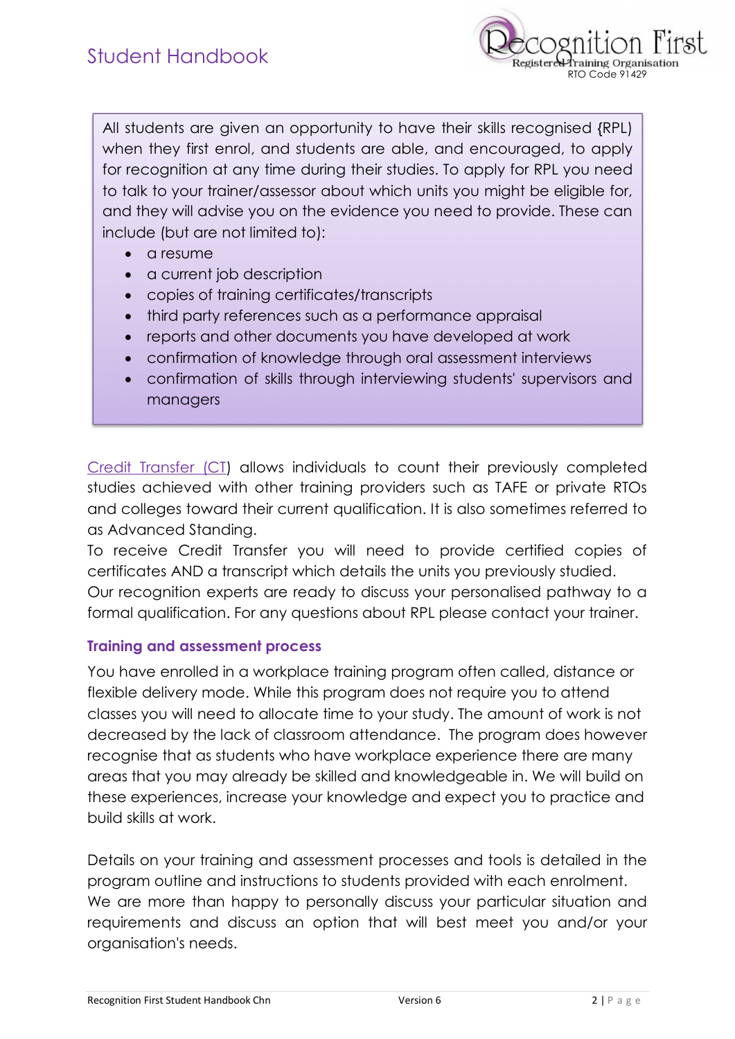All students are given an opportunity to have their skills recognised {RPL) when they first enrol, and students are able, and encouraged, to apply for recognition at any time during their studies. To apply for RPL you need to talk to your trainer/assessor about which units you might be eligible for, and they will advise you on the evidence you need to provide. These can include (but are not limited to):

- a resume
- a current job description
- copies of training certificates/transcripts
- third party references such as a performance appraisal
- reports and other documents you have developed at work
- confirmation of knowledge through oral assessment interviews
- confirmation of skills through interviewing students' supervisors and managers

Credit Transfer (CT) allows individuals to count their previously completed studies achieved with other training providers such as TAFE or private RTOs and colleges toward their current qualification. It is also sometimes referred to as Advanced Standing.

To receive Credit Transfer you will need to provide certified copies of certificates AND a transcript which details the units you previously studied.

Our recognition experts are ready to discuss your personalised pathway to a formal qualification. For any questions about RPL please contact your trainer.

### Training and assessment process

You have enrolled in a workplace training program often called, distance or flexible delivery mode. While this program does not require you to attend classes you will need to allocate time to your study. The amount of work is not decreased by the lack of classroom attendance. The program does however recognise that as students who have workplace experience there are many areas that you may already be skilled and knowledgeable in. We will build on these experiences, increase your knowledge and expect you to practice and build skills at work.

Details on your training and assessment processes and tools is detailed in the program outline and instructions to students provided with each enrolment. We are more than happy to personally discuss your particular situation and requirements and discuss an option that will best meet you and/or your organisation's needs.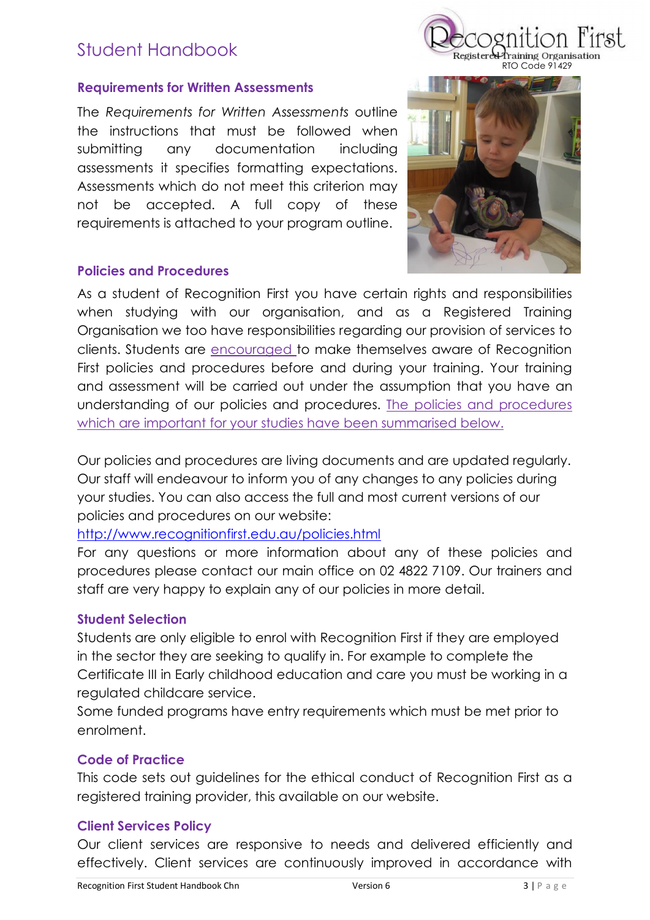## Requirements for Written Assessments

The *Requirements for Written Assessments* outline the instructions that must be followed when submitting any documentation including assessments it specifies formatting expectations. Assessments which do not meet this criterion may not be accepted. A full copy of these requirements is attached to your program outline.

## Policies and Procedures

As a student of Recognition First you have certain rights and responsibilities when studying with our organisation, and as a Registered Training Organisation we too have responsibilities regarding our provision of services to clients. Students are encouraged to make themselves aware of Recognition First policies and procedures before and during your training. Your training and assessment will be carried out under the assumption that you have an understanding of our policies and procedures. The policies and procedures which are important for your studies have been summarised below.

Our policies and procedures are living documents and are updated regularly. Our staff will endeavour to inform you of any changes to any policies during your studies. You can also access the full and most current versions of our policies and procedures on our website:

http://www.recognitionfirst.edu.au/policies.html

For any questions or more information about any of these policies and procedures please contact our main office on 02 4822 7109. Our trainers and staff are very happy to explain any of our policies in more detail.

## Student Selection

Students are only eligible to enrol with Recognition First if they are employed in the sector they are seeking to qualify in. For example to complete the Certificate III in Early childhood education and care you must be working in a regulated childcare service.

Some funded programs have entry requirements which must be met prior to enrolment.

## Code of Practice

This code sets out guidelines for the ethical conduct of Recognition First as a registered training provider, this available on our website.

## Client Services Policy

Our client services are responsive to needs and delivered efficiently and effectively. Client services are continuously improved in accordance with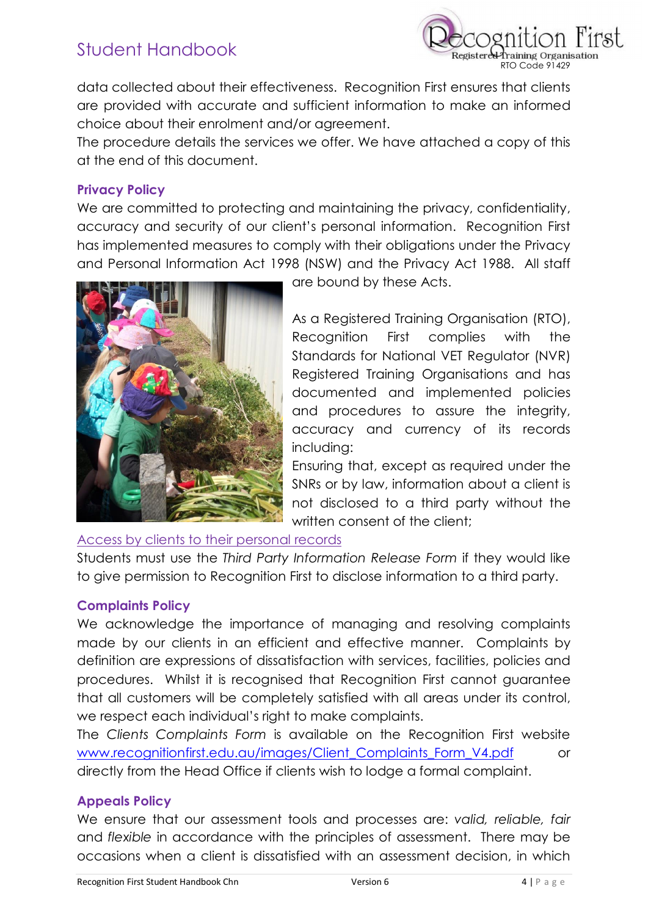data collected about their effectiveness. Recognition First ensures that clients are provided with accurate and sufficient information to make an informed choice about their enrolment and/or agreement.
The procedure details the services we offer. We have attached a copy of this at the end of this document.

### Privacy Policy

We are committed to protecting and maintaining the privacy, confidentiality, accuracy and security of our client's personal information. Recognition First has implemented measures to comply with their obligations under the Privacy and Personal Information Act 1998 (NSW) and the Privacy Act 1988. All staff are bound by these Acts.

As a Registered Training Organisation (RTO), Recognition First complies with the Standards for National VET Regulator (NVR) Registered Training Organisations and has documented and implemented policies and procedures to assure the integrity, accuracy and currency of its records including:
Ensuring that, except as required under the SNRs or by law, information about a client is not disclosed to a third party without the written consent of the client;

Access by clients to their personal records

Students must use the *Third Party Information Release Form* if they would like to give permission to Recognition First to disclose information to a third party.

### Complaints Policy

We acknowledge the importance of managing and resolving complaints made by our clients in an efficient and effective manner. Complaints by definition are expressions of dissatisfaction with services, facilities, policies and procedures. Whilst it is recognised that Recognition First cannot guarantee that all customers will be completely satisfied with all areas under its control, we respect each individual's right to make complaints.
The *Clients Complaints Form* is available on the Recognition First website www.recognitionfirst.edu.au/images/Client_Complaints_Form_V4.pdf or directly from the Head Office if clients wish to lodge a formal complaint.

### Appeals Policy

We ensure that our assessment tools and processes are: *valid, reliable, fair* and *flexible* in accordance with the principles of assessment. There may be occasions when a client is dissatisfied with an assessment decision, in which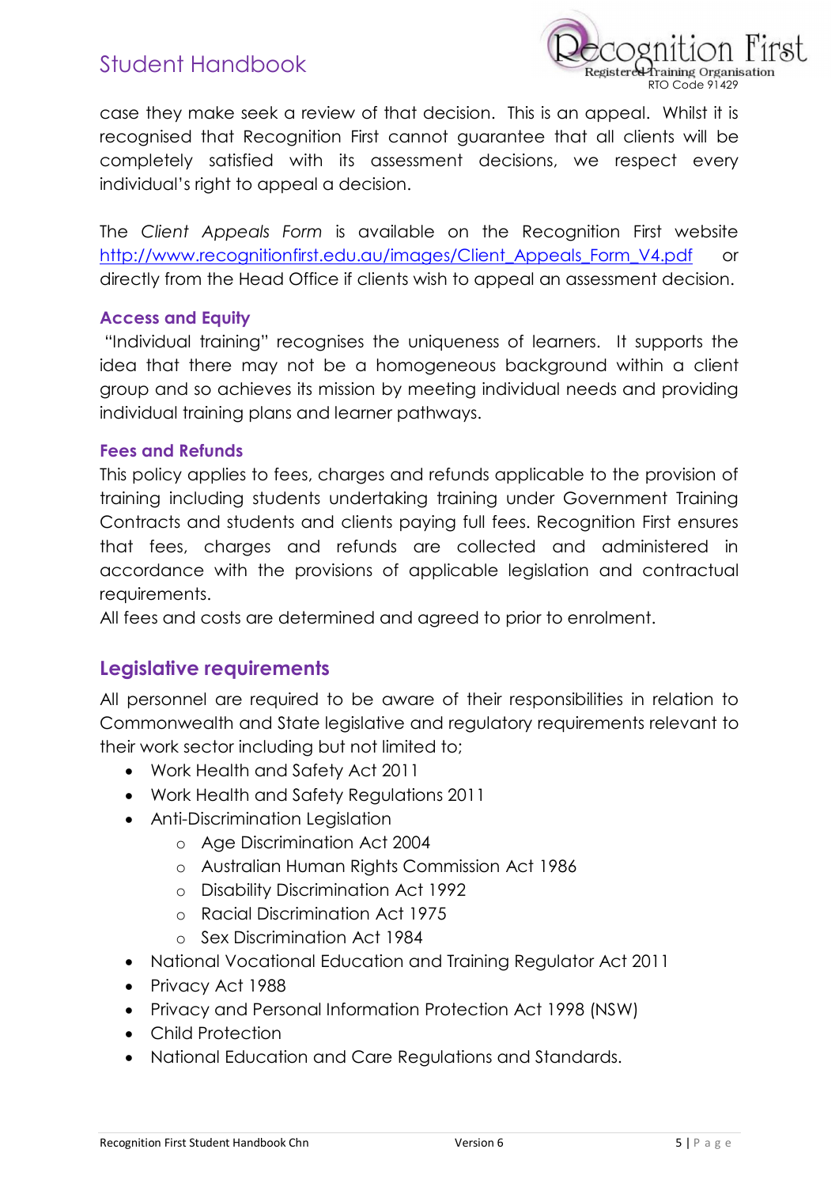case they make seek a review of that decision. This is an appeal. Whilst it is recognised that Recognition First cannot guarantee that all clients will be completely satisfied with its assessment decisions, we respect every individual's right to appeal a decision.

The *Client Appeals Form* is available on the Recognition First website [http://www.recognitionfirst.edu.au/images/Client_Appeals_Form_V4.pdf](http://www.recognitionfirst.edu.au/images/Client_Appeals_Form_V4.pdf) or directly from the Head Office if clients wish to appeal an assessment decision.

### Access and Equity

"Individual training" recognises the uniqueness of learners. It supports the idea that there may not be a homogeneous background within a client group and so achieves its mission by meeting individual needs and providing individual training plans and learner pathways.

### Fees and Refunds

This policy applies to fees, charges and refunds applicable to the provision of training including students undertaking training under Government Training Contracts and students and clients paying full fees. Recognition First ensures that fees, charges and refunds are collected and administered in accordance with the provisions of applicable legislation and contractual requirements.
All fees and costs are determined and agreed to prior to enrolment.

## Legislative requirements

All personnel are required to be aware of their responsibilities in relation to Commonwealth and State legislative and regulatory requirements relevant to their work sector including but not limited to;

- Work Health and Safety Act 2011
- Work Health and Safety Regulations 2011
- Anti-Discrimination Legislation
  - Age Discrimination Act 2004
  - Australian Human Rights Commission Act 1986
  - Disability Discrimination Act 1992
  - Racial Discrimination Act 1975
  - Sex Discrimination Act 1984
- National Vocational Education and Training Regulator Act 2011
- Privacy Act 1988
- Privacy and Personal Information Protection Act 1998 (NSW)
- Child Protection
- National Education and Care Regulations and Standards.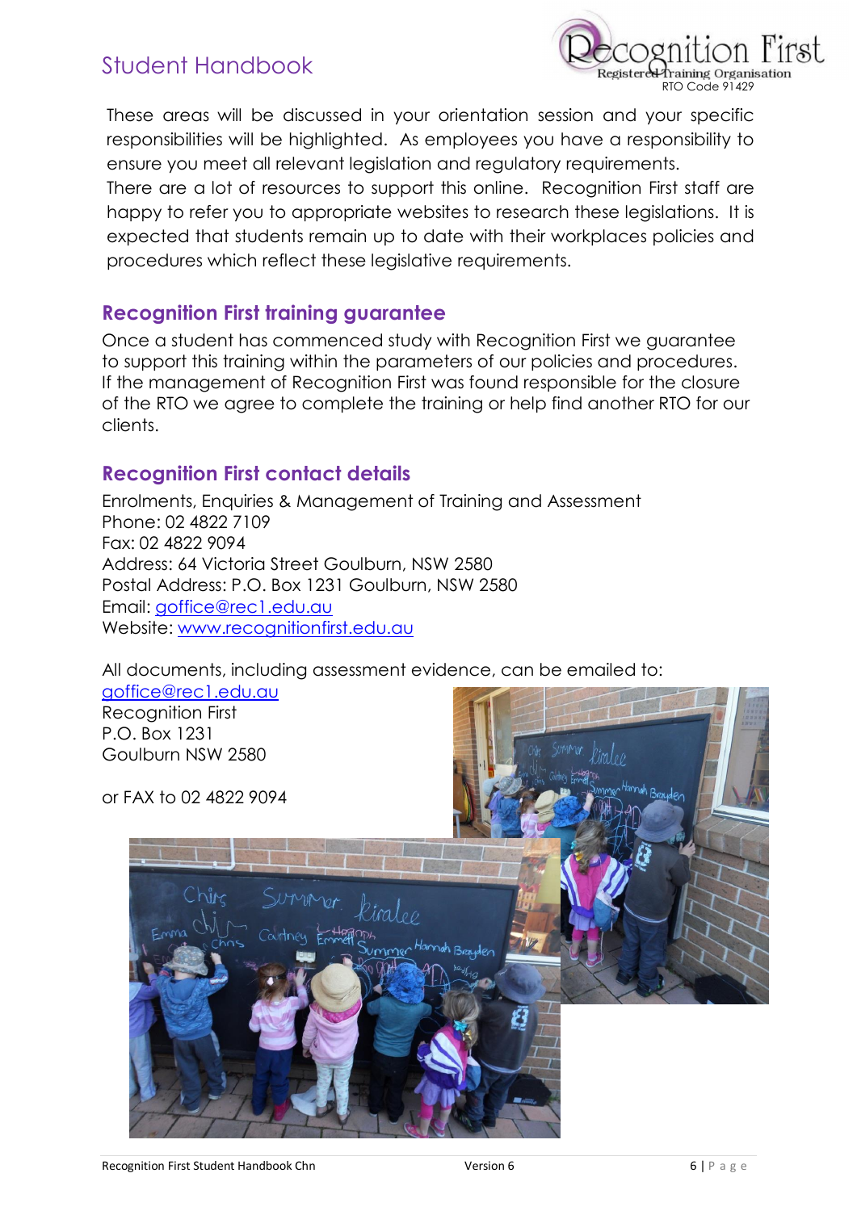These areas will be discussed in your orientation session and your specific responsibilities will be highlighted. As employees you have a responsibility to ensure you meet all relevant legislation and regulatory requirements.
There are a lot of resources to support this online. Recognition First staff are happy to refer you to appropriate websites to research these legislations. It is expected that students remain up to date with their workplaces policies and procedures which reflect these legislative requirements.

## Recognition First training guarantee

Once a student has commenced study with Recognition First we guarantee to support this training within the parameters of our policies and procedures. If the management of Recognition First was found responsible for the closure of the RTO we agree to complete the training or help find another RTO for our clients.

## Recognition First contact details

Enrolments, Enquiries & Management of Training and Assessment
Phone: 02 4822 7109
Fax: 02 4822 9094
Address: 64 Victoria Street Goulburn, NSW 2580
Postal Address: P.O. Box 1231 Goulburn, NSW 2580
Email: goffice@rec1.edu.au
Website: www.recognitionfirst.edu.au

All documents, including assessment evidence, can be emailed to:
goffice@rec1.edu.au
Recognition First
P.O. Box 1231
Goulburn NSW 2580

or FAX to 02 4822 9094